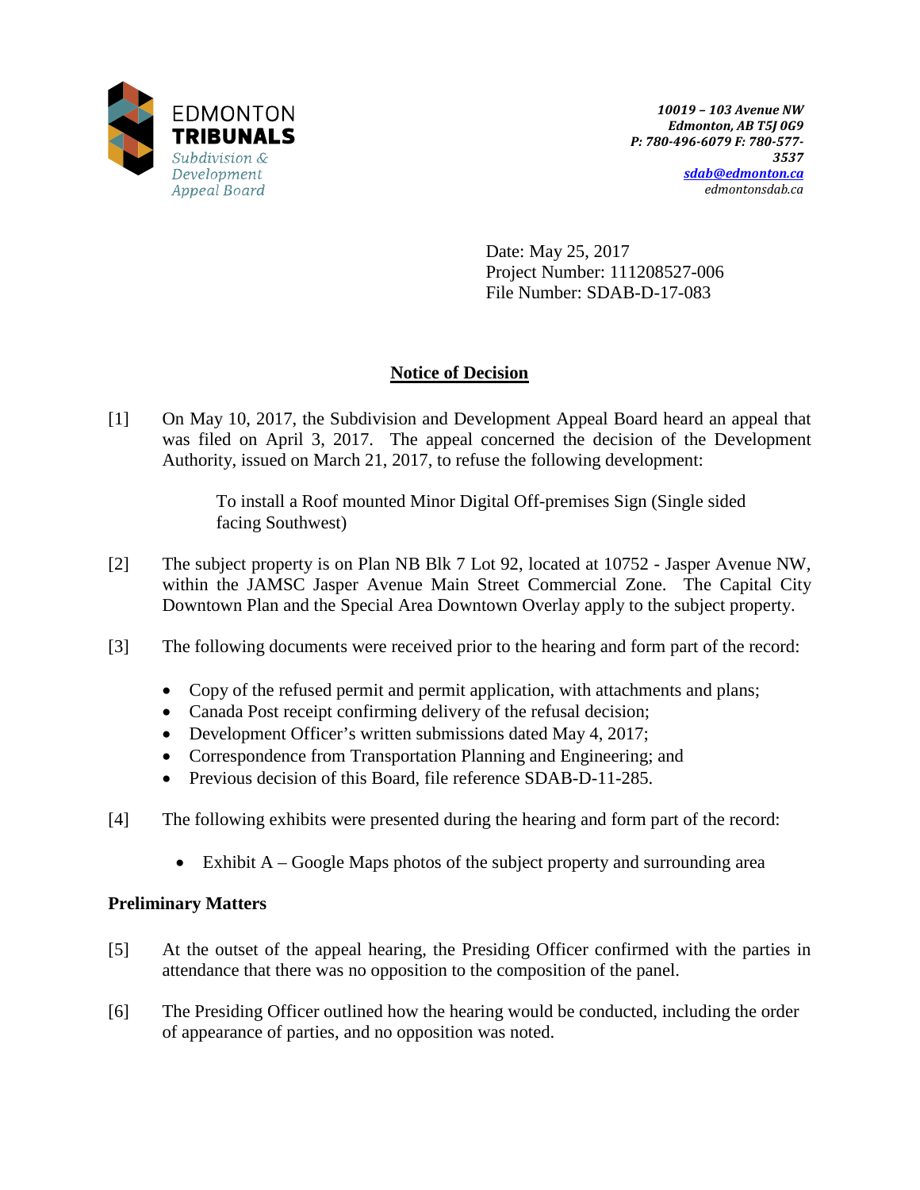EDMONTON
**TRIBUNALS**
*Subdivision & Development Appeal Board*

*10019 – 103 Avenue NW*
*Edmonton, AB T5J 0G9*
*P: 780-496-6079 F: 780-577-3537*
*sdab@edmonton.ca*
*edmontonsdab.ca*

Date: May 25, 2017
Project Number: 111208527-006
File Number: SDAB-D-17-083

## Notice of Decision

[1] On May 10, 2017, the Subdivision and Development Appeal Board heard an appeal that was filed on April 3, 2017. The appeal concerned the decision of the Development Authority, issued on March 21, 2017, to refuse the following development:

> To install a Roof mounted Minor Digital Off-premises Sign (Single sided facing Southwest)

[2] The subject property is on Plan NB Blk 7 Lot 92, located at 10752 - Jasper Avenue NW, within the JAMSC Jasper Avenue Main Street Commercial Zone. The Capital City Downtown Plan and the Special Area Downtown Overlay apply to the subject property.

[3] The following documents were received prior to the hearing and form part of the record:

- Copy of the refused permit and permit application, with attachments and plans;
- Canada Post receipt confirming delivery of the refusal decision;
- Development Officer's written submissions dated May 4, 2017;
- Correspondence from Transportation Planning and Engineering; and
- Previous decision of this Board, file reference SDAB-D-11-285.

[4] The following exhibits were presented during the hearing and form part of the record:

- Exhibit A – Google Maps photos of the subject property and surrounding area

### Preliminary Matters

[5] At the outset of the appeal hearing, the Presiding Officer confirmed with the parties in attendance that there was no opposition to the composition of the panel.

[6] The Presiding Officer outlined how the hearing would be conducted, including the order of appearance of parties, and no opposition was noted.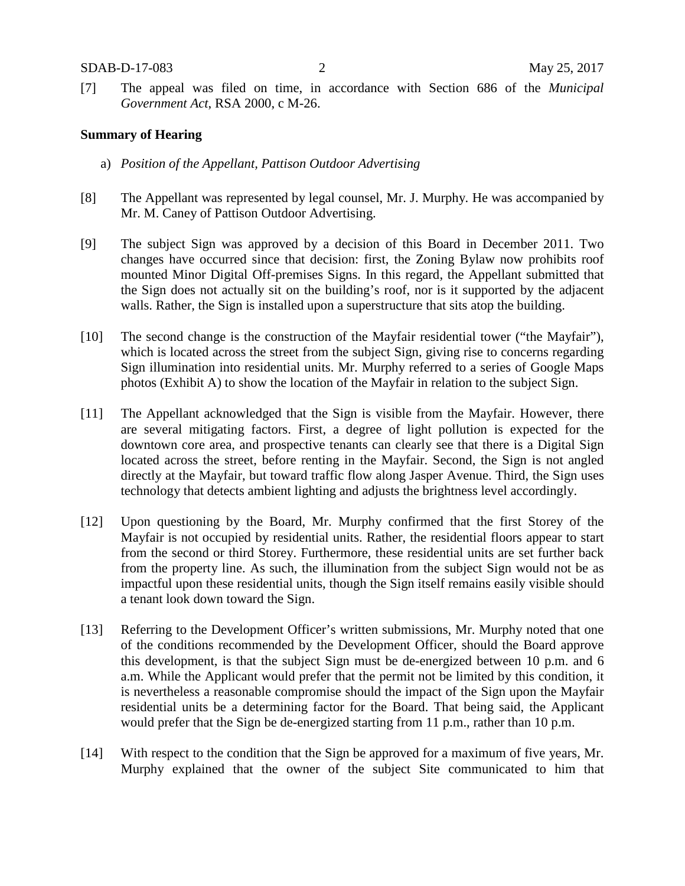[7] The appeal was filed on time, in accordance with Section 686 of the *Municipal Government Act*, RSA 2000, c M-26.

**Summary of Hearing**

a) *Position of the Appellant, Pattison Outdoor Advertising*

[8] The Appellant was represented by legal counsel, Mr. J. Murphy. He was accompanied by Mr. M. Caney of Pattison Outdoor Advertising.

[9] The subject Sign was approved by a decision of this Board in December 2011. Two changes have occurred since that decision: first, the Zoning Bylaw now prohibits roof mounted Minor Digital Off-premises Signs. In this regard, the Appellant submitted that the Sign does not actually sit on the building's roof, nor is it supported by the adjacent walls. Rather, the Sign is installed upon a superstructure that sits atop the building.

[10] The second change is the construction of the Mayfair residential tower ("the Mayfair"), which is located across the street from the subject Sign, giving rise to concerns regarding Sign illumination into residential units. Mr. Murphy referred to a series of Google Maps photos (Exhibit A) to show the location of the Mayfair in relation to the subject Sign.

[11] The Appellant acknowledged that the Sign is visible from the Mayfair. However, there are several mitigating factors. First, a degree of light pollution is expected for the downtown core area, and prospective tenants can clearly see that there is a Digital Sign located across the street, before renting in the Mayfair. Second, the Sign is not angled directly at the Mayfair, but toward traffic flow along Jasper Avenue. Third, the Sign uses technology that detects ambient lighting and adjusts the brightness level accordingly.

[12] Upon questioning by the Board, Mr. Murphy confirmed that the first Storey of the Mayfair is not occupied by residential units. Rather, the residential floors appear to start from the second or third Storey. Furthermore, these residential units are set further back from the property line. As such, the illumination from the subject Sign would not be as impactful upon these residential units, though the Sign itself remains easily visible should a tenant look down toward the Sign.

[13] Referring to the Development Officer's written submissions, Mr. Murphy noted that one of the conditions recommended by the Development Officer, should the Board approve this development, is that the subject Sign must be de-energized between 10 p.m. and 6 a.m. While the Applicant would prefer that the permit not be limited by this condition, it is nevertheless a reasonable compromise should the impact of the Sign upon the Mayfair residential units be a determining factor for the Board. That being said, the Applicant would prefer that the Sign be de-energized starting from 11 p.m., rather than 10 p.m.

[14] With respect to the condition that the Sign be approved for a maximum of five years, Mr. Murphy explained that the owner of the subject Site communicated to him that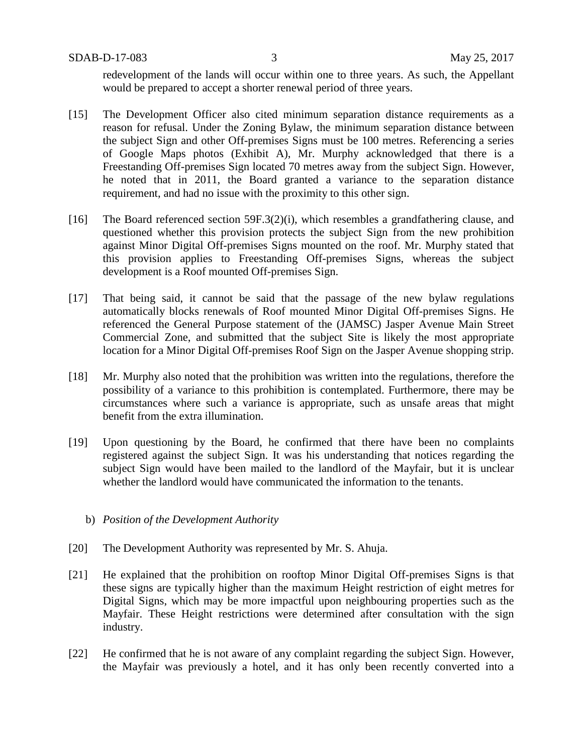redevelopment of the lands will occur within one to three years. As such, the Appellant would be prepared to accept a shorter renewal period of three years.

[15] The Development Officer also cited minimum separation distance requirements as a reason for refusal. Under the Zoning Bylaw, the minimum separation distance between the subject Sign and other Off-premises Signs must be 100 metres. Referencing a series of Google Maps photos (Exhibit A), Mr. Murphy acknowledged that there is a Freestanding Off-premises Sign located 70 metres away from the subject Sign. However, he noted that in 2011, the Board granted a variance to the separation distance requirement, and had no issue with the proximity to this other sign.

[16] The Board referenced section 59F.3(2)(i), which resembles a grandfathering clause, and questioned whether this provision protects the subject Sign from the new prohibition against Minor Digital Off-premises Signs mounted on the roof. Mr. Murphy stated that this provision applies to Freestanding Off-premises Signs, whereas the subject development is a Roof mounted Off-premises Sign.

[17] That being said, it cannot be said that the passage of the new bylaw regulations automatically blocks renewals of Roof mounted Minor Digital Off-premises Signs. He referenced the General Purpose statement of the (JAMSC) Jasper Avenue Main Street Commercial Zone, and submitted that the subject Site is likely the most appropriate location for a Minor Digital Off-premises Roof Sign on the Jasper Avenue shopping strip.

[18] Mr. Murphy also noted that the prohibition was written into the regulations, therefore the possibility of a variance to this prohibition is contemplated. Furthermore, there may be circumstances where such a variance is appropriate, such as unsafe areas that might benefit from the extra illumination.

[19] Upon questioning by the Board, he confirmed that there have been no complaints registered against the subject Sign. It was his understanding that notices regarding the subject Sign would have been mailed to the landlord of the Mayfair, but it is unclear whether the landlord would have communicated the information to the tenants.

b) *Position of the Development Authority*

[20] The Development Authority was represented by Mr. S. Ahuja.

[21] He explained that the prohibition on rooftop Minor Digital Off-premises Signs is that these signs are typically higher than the maximum Height restriction of eight metres for Digital Signs, which may be more impactful upon neighbouring properties such as the Mayfair. These Height restrictions were determined after consultation with the sign industry.

[22] He confirmed that he is not aware of any complaint regarding the subject Sign. However, the Mayfair was previously a hotel, and it has only been recently converted into a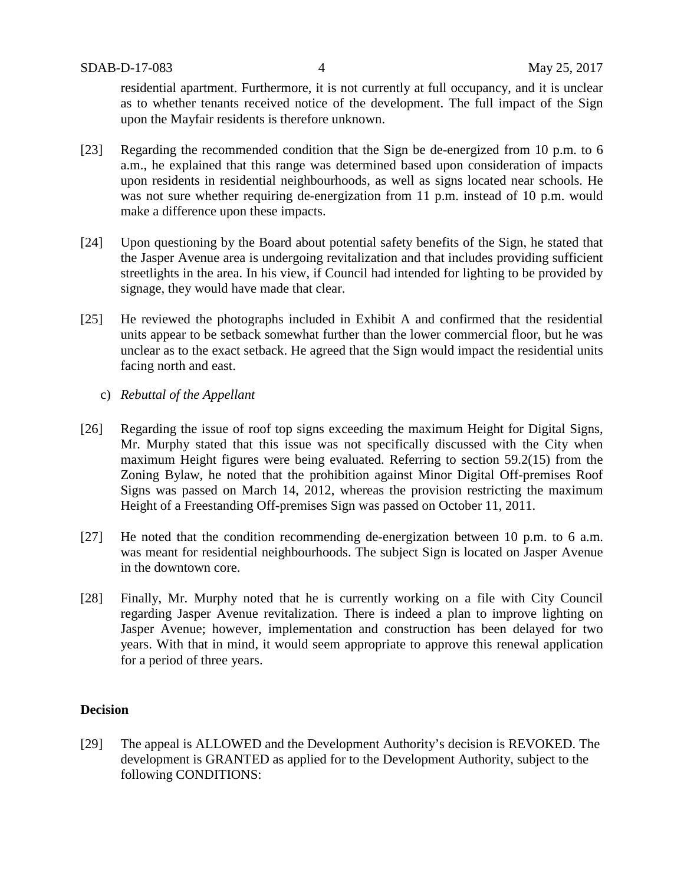residential apartment. Furthermore, it is not currently at full occupancy, and it is unclear as to whether tenants received notice of the development. The full impact of the Sign upon the Mayfair residents is therefore unknown.

[23] Regarding the recommended condition that the Sign be de-energized from 10 p.m. to 6 a.m., he explained that this range was determined based upon consideration of impacts upon residents in residential neighbourhoods, as well as signs located near schools. He was not sure whether requiring de-energization from 11 p.m. instead of 10 p.m. would make a difference upon these impacts.

[24] Upon questioning by the Board about potential safety benefits of the Sign, he stated that the Jasper Avenue area is undergoing revitalization and that includes providing sufficient streetlights in the area. In his view, if Council had intended for lighting to be provided by signage, they would have made that clear.

[25] He reviewed the photographs included in Exhibit A and confirmed that the residential units appear to be setback somewhat further than the lower commercial floor, but he was unclear as to the exact setback. He agreed that the Sign would impact the residential units facing north and east.

c) *Rebuttal of the Appellant*

[26] Regarding the issue of roof top signs exceeding the maximum Height for Digital Signs, Mr. Murphy stated that this issue was not specifically discussed with the City when maximum Height figures were being evaluated. Referring to section 59.2(15) from the Zoning Bylaw, he noted that the prohibition against Minor Digital Off-premises Roof Signs was passed on March 14, 2012, whereas the provision restricting the maximum Height of a Freestanding Off-premises Sign was passed on October 11, 2011.

[27] He noted that the condition recommending de-energization between 10 p.m. to 6 a.m. was meant for residential neighbourhoods. The subject Sign is located on Jasper Avenue in the downtown core.

[28] Finally, Mr. Murphy noted that he is currently working on a file with City Council regarding Jasper Avenue revitalization. There is indeed a plan to improve lighting on Jasper Avenue; however, implementation and construction has been delayed for two years. With that in mind, it would seem appropriate to approve this renewal application for a period of three years.

## Decision

[29] The appeal is ALLOWED and the Development Authority's decision is REVOKED. The development is GRANTED as applied for to the Development Authority, subject to the following CONDITIONS: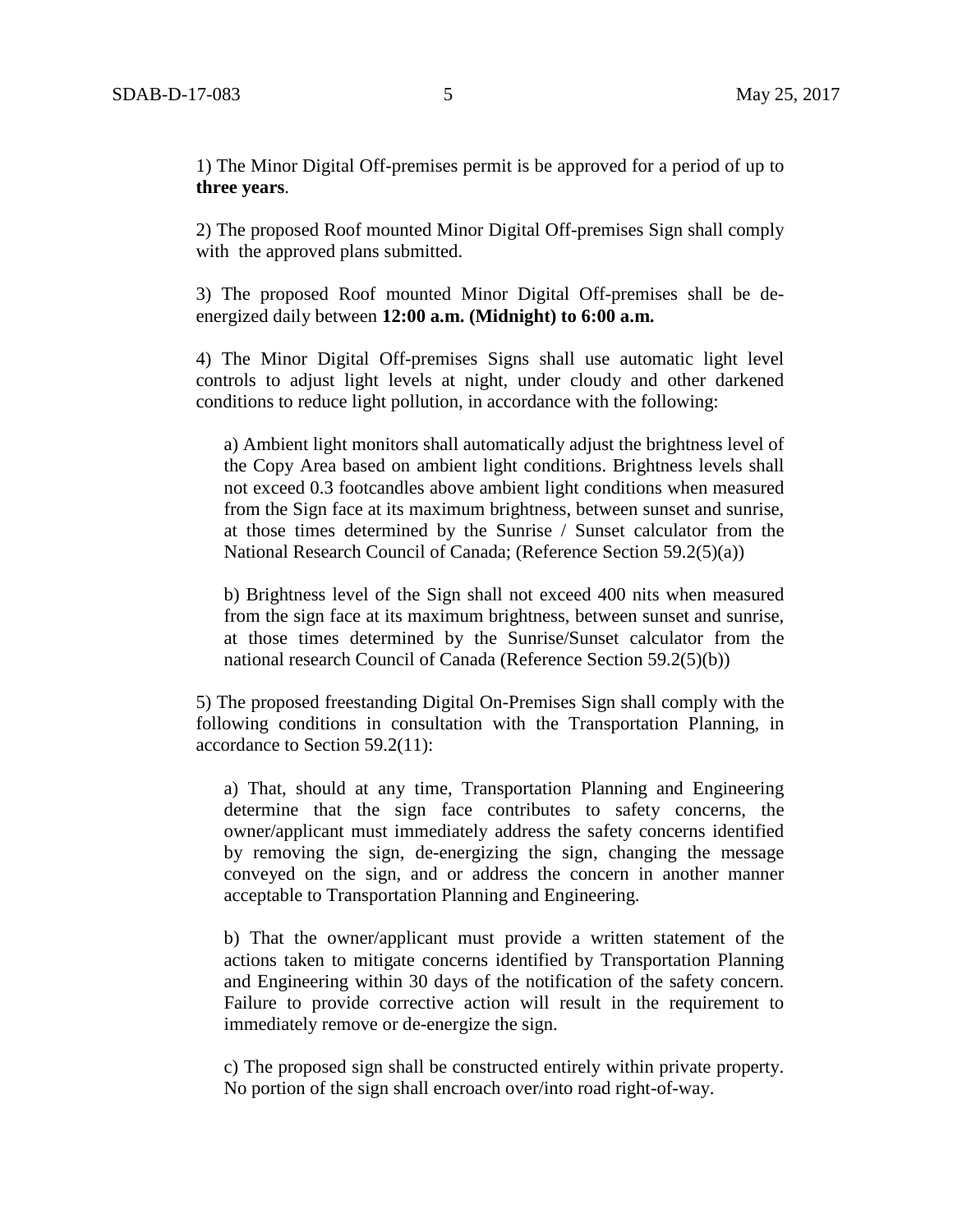1) The Minor Digital Off-premises permit is be approved for a period of up to **three years**.

2) The proposed Roof mounted Minor Digital Off-premises Sign shall comply with the approved plans submitted.

3) The proposed Roof mounted Minor Digital Off-premises shall be de-energized daily between **12:00 a.m. (Midnight) to 6:00 a.m.**

4) The Minor Digital Off-premises Signs shall use automatic light level controls to adjust light levels at night, under cloudy and other darkened conditions to reduce light pollution, in accordance with the following:

a) Ambient light monitors shall automatically adjust the brightness level of the Copy Area based on ambient light conditions. Brightness levels shall not exceed 0.3 footcandles above ambient light conditions when measured from the Sign face at its maximum brightness, between sunset and sunrise, at those times determined by the Sunrise / Sunset calculator from the National Research Council of Canada; (Reference Section 59.2(5)(a))

b) Brightness level of the Sign shall not exceed 400 nits when measured from the sign face at its maximum brightness, between sunset and sunrise, at those times determined by the Sunrise/Sunset calculator from the national research Council of Canada (Reference Section 59.2(5)(b))

5) The proposed freestanding Digital On-Premises Sign shall comply with the following conditions in consultation with the Transportation Planning, in accordance to Section 59.2(11):

a) That, should at any time, Transportation Planning and Engineering determine that the sign face contributes to safety concerns, the owner/applicant must immediately address the safety concerns identified by removing the sign, de-energizing the sign, changing the message conveyed on the sign, and or address the concern in another manner acceptable to Transportation Planning and Engineering.

b) That the owner/applicant must provide a written statement of the actions taken to mitigate concerns identified by Transportation Planning and Engineering within 30 days of the notification of the safety concern. Failure to provide corrective action will result in the requirement to immediately remove or de-energize the sign.

c) The proposed sign shall be constructed entirely within private property. No portion of the sign shall encroach over/into road right-of-way.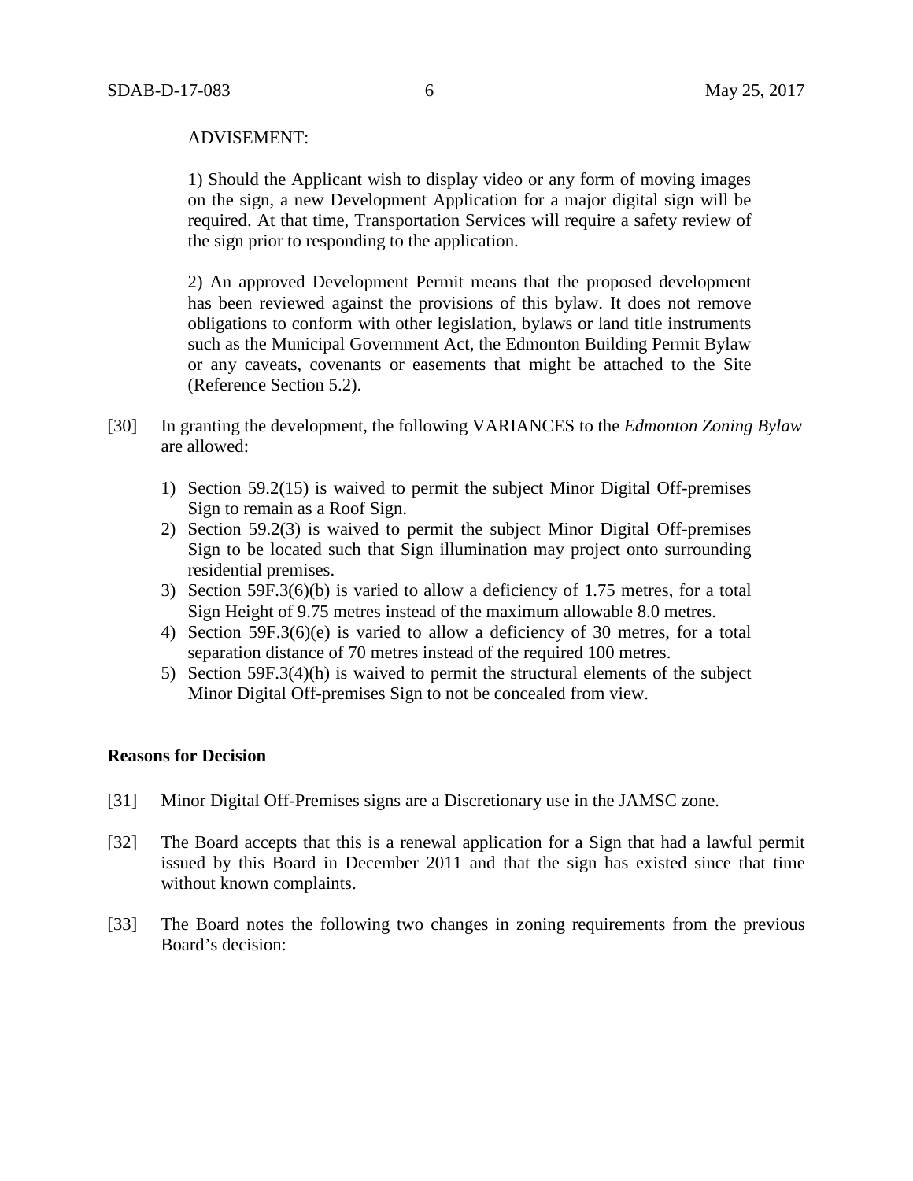ADVISEMENT:

1) Should the Applicant wish to display video or any form of moving images on the sign, a new Development Application for a major digital sign will be required. At that time, Transportation Services will require a safety review of the sign prior to responding to the application.

2) An approved Development Permit means that the proposed development has been reviewed against the provisions of this bylaw. It does not remove obligations to conform with other legislation, bylaws or land title instruments such as the Municipal Government Act, the Edmonton Building Permit Bylaw or any caveats, covenants or easements that might be attached to the Site (Reference Section 5.2).

[30] In granting the development, the following VARIANCES to the *Edmonton Zoning Bylaw* are allowed:

1) Section 59.2(15) is waived to permit the subject Minor Digital Off-premises Sign to remain as a Roof Sign.
2) Section 59.2(3) is waived to permit the subject Minor Digital Off-premises Sign to be located such that Sign illumination may project onto surrounding residential premises.
3) Section 59F.3(6)(b) is varied to allow a deficiency of 1.75 metres, for a total Sign Height of 9.75 metres instead of the maximum allowable 8.0 metres.
4) Section 59F.3(6)(e) is varied to allow a deficiency of 30 metres, for a total separation distance of 70 metres instead of the required 100 metres.
5) Section 59F.3(4)(h) is waived to permit the structural elements of the subject Minor Digital Off-premises Sign to not be concealed from view.

**Reasons for Decision**

[31] Minor Digital Off-Premises signs are a Discretionary use in the JAMSC zone.

[32] The Board accepts that this is a renewal application for a Sign that had a lawful permit issued by this Board in December 2011 and that the sign has existed since that time without known complaints.

[33] The Board notes the following two changes in zoning requirements from the previous Board's decision: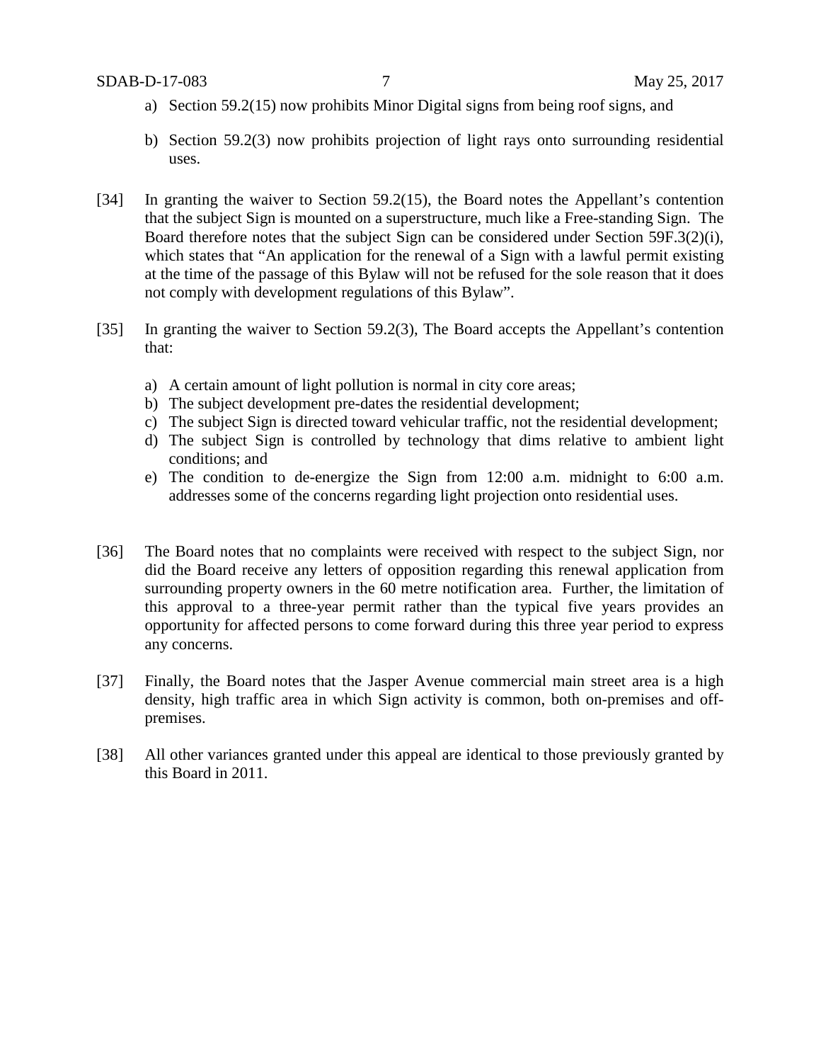a) Section 59.2(15) now prohibits Minor Digital signs from being roof signs, and

b) Section 59.2(3) now prohibits projection of light rays onto surrounding residential uses.

[34] In granting the waiver to Section 59.2(15), the Board notes the Appellant's contention that the subject Sign is mounted on a superstructure, much like a Free-standing Sign. The Board therefore notes that the subject Sign can be considered under Section 59F.3(2)(i), which states that "An application for the renewal of a Sign with a lawful permit existing at the time of the passage of this Bylaw will not be refused for the sole reason that it does not comply with development regulations of this Bylaw".

[35] In granting the waiver to Section 59.2(3), The Board accepts the Appellant's contention that:

a) A certain amount of light pollution is normal in city core areas;
b) The subject development pre-dates the residential development;
c) The subject Sign is directed toward vehicular traffic, not the residential development;
d) The subject Sign is controlled by technology that dims relative to ambient light conditions; and
e) The condition to de-energize the Sign from 12:00 a.m. midnight to 6:00 a.m. addresses some of the concerns regarding light projection onto residential uses.

[36] The Board notes that no complaints were received with respect to the subject Sign, nor did the Board receive any letters of opposition regarding this renewal application from surrounding property owners in the 60 metre notification area. Further, the limitation of this approval to a three-year permit rather than the typical five years provides an opportunity for affected persons to come forward during this three year period to express any concerns.

[37] Finally, the Board notes that the Jasper Avenue commercial main street area is a high density, high traffic area in which Sign activity is common, both on-premises and off-premises.

[38] All other variances granted under this appeal are identical to those previously granted by this Board in 2011.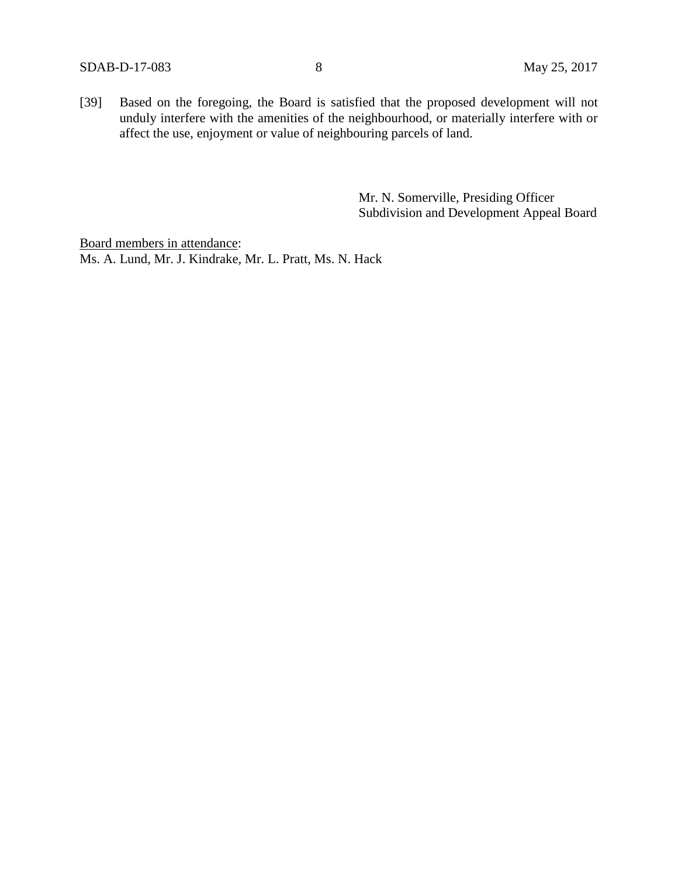[39] Based on the foregoing, the Board is satisfied that the proposed development will not unduly interfere with the amenities of the neighbourhood, or materially interfere with or affect the use, enjoyment or value of neighbouring parcels of land.

Mr. N. Somerville, Presiding Officer
Subdivision and Development Appeal Board

Board members in attendance:
Ms. A. Lund, Mr. J. Kindrake, Mr. L. Pratt, Ms. N. Hack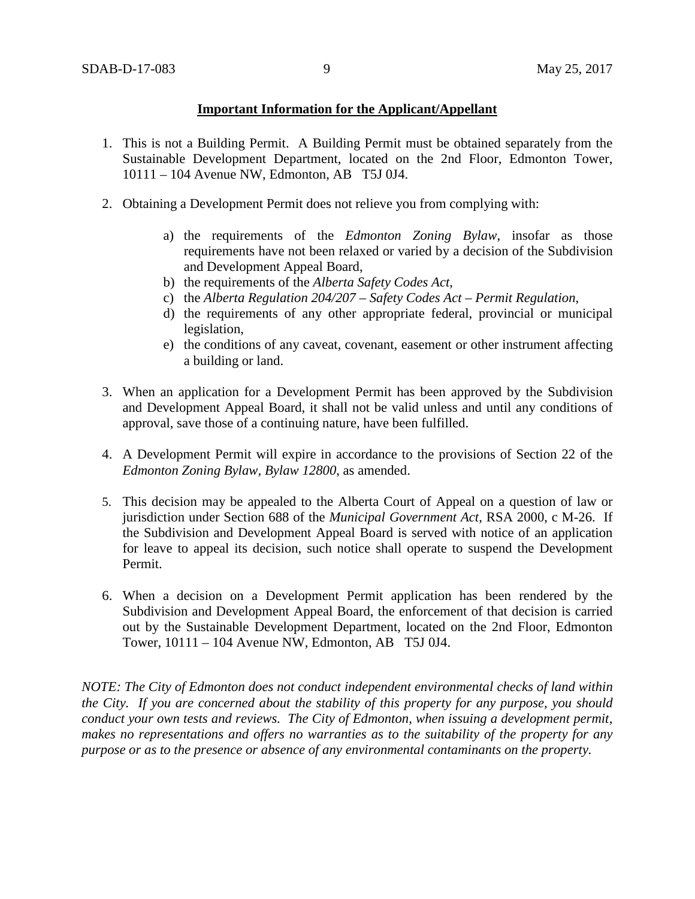**Important Information for the Applicant/Appellant**

1. This is not a Building Permit. A Building Permit must be obtained separately from the Sustainable Development Department, located on the 2nd Floor, Edmonton Tower, 10111 – 104 Avenue NW, Edmonton, AB T5J 0J4.

2. Obtaining a Development Permit does not relieve you from complying with:

   a) the requirements of the *Edmonton Zoning Bylaw*, insofar as those requirements have not been relaxed or varied by a decision of the Subdivision and Development Appeal Board,
   b) the requirements of the *Alberta Safety Codes Act*,
   c) the *Alberta Regulation 204/207 – Safety Codes Act – Permit Regulation*,
   d) the requirements of any other appropriate federal, provincial or municipal legislation,
   e) the conditions of any caveat, covenant, easement or other instrument affecting a building or land.

3. When an application for a Development Permit has been approved by the Subdivision and Development Appeal Board, it shall not be valid unless and until any conditions of approval, save those of a continuing nature, have been fulfilled.

4. A Development Permit will expire in accordance to the provisions of Section 22 of the *Edmonton Zoning Bylaw, Bylaw 12800*, as amended.

5. This decision may be appealed to the Alberta Court of Appeal on a question of law or jurisdiction under Section 688 of the *Municipal Government Act*, RSA 2000, c M-26. If the Subdivision and Development Appeal Board is served with notice of an application for leave to appeal its decision, such notice shall operate to suspend the Development Permit.

6. When a decision on a Development Permit application has been rendered by the Subdivision and Development Appeal Board, the enforcement of that decision is carried out by the Sustainable Development Department, located on the 2nd Floor, Edmonton Tower, 10111 – 104 Avenue NW, Edmonton, AB T5J 0J4.

*NOTE: The City of Edmonton does not conduct independent environmental checks of land within the City. If you are concerned about the stability of this property for any purpose, you should conduct your own tests and reviews. The City of Edmonton, when issuing a development permit, makes no representations and offers no warranties as to the suitability of the property for any purpose or as to the presence or absence of any environmental contaminants on the property.*